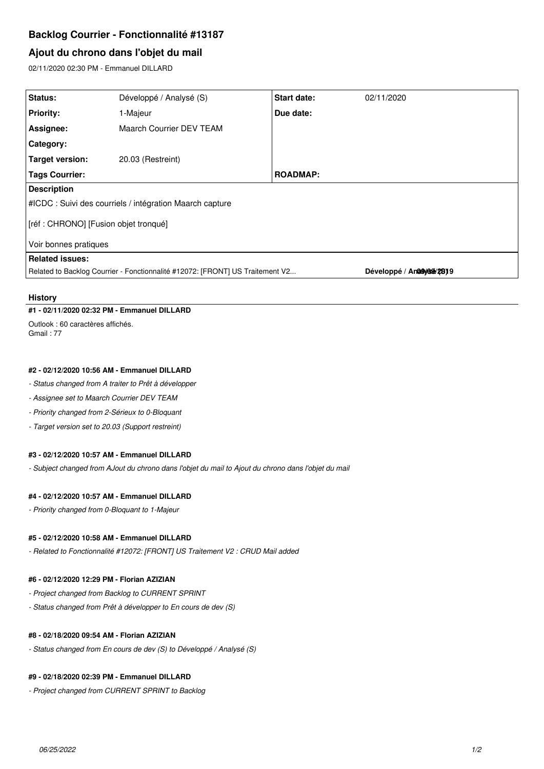# Backlog Courrier - Fonctionnalité #13187

## Ajout du chrono dans l'objet du mail

02/11/2020 02:30 PM - Emmanuel DILLARD

| | | | |
|---|---|---|---|
| **Status:** | Développé / Analysé (S) | **Start date:** | 02/11/2020 |
| **Priority:** | 1-Majeur | **Due date:** | |
| **Assignee:** | Maarch Courrier DEV TEAM | | |
| **Category:** | | | |
| **Target version:** | 20.03 (Restreint) | | |
| **Tags Courrier:** | | **ROADMAP:** | |

**Description**

#ICDC : Suivi des courriels / intégration Maarch capture

[réf : CHRONO] [Fusion objet tronqué]

Voir bonnes pratiques

**Related issues:**

Related to Backlog Courrier - Fonctionnalité #12072: [FRONT] US Traitement V2... **Développé / Analysé (S)** **09/05/2019**

### History

#### #1 - 02/11/2020 02:32 PM - Emmanuel DILLARD

Outlook : 60 caractères affichés.
Gmail : 77

#### #2 - 02/12/2020 10:56 AM - Emmanuel DILLARD

- *Status changed from A traiter to Prêt à développer*
- *Assignee set to Maarch Courrier DEV TEAM*
- *Priority changed from 2-Sérieux to 0-Bloquant*
- *Target version set to 20.03 (Support restreint)*

#### #3 - 02/12/2020 10:57 AM - Emmanuel DILLARD

- *Subject changed from AJout du chrono dans l'objet du mail to Ajout du chrono dans l'objet du mail*

#### #4 - 02/12/2020 10:57 AM - Emmanuel DILLARD

- *Priority changed from 0-Bloquant to 1-Majeur*

#### #5 - 02/12/2020 10:58 AM - Emmanuel DILLARD

- *Related to Fonctionnalité #12072: [FRONT] US Traitement V2 : CRUD Mail added*

#### #6 - 02/12/2020 12:29 PM - Florian AZIZIAN

- *Project changed from Backlog to CURRENT SPRINT*
- *Status changed from Prêt à développer to En cours de dev (S)*

#### #8 - 02/18/2020 09:54 AM - Florian AZIZIAN

- *Status changed from En cours de dev (S) to Développé / Analysé (S)*

#### #9 - 02/18/2020 02:39 PM - Emmanuel DILLARD

- *Project changed from CURRENT SPRINT to Backlog*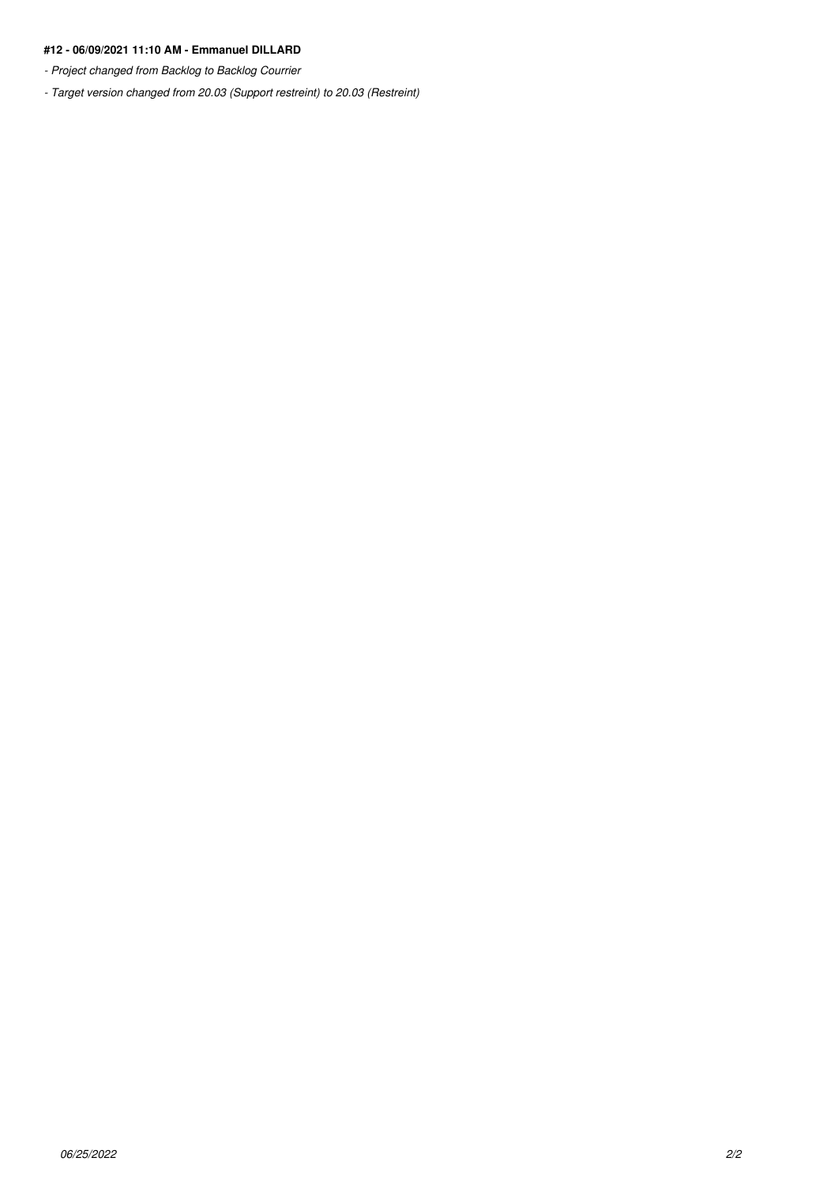**#12 - 06/09/2021 11:10 AM - Emmanuel DILLARD**

- *Project changed from Backlog to Backlog Courrier*
- *Target version changed from 20.03 (Support restreint) to 20.03 (Restreint)*